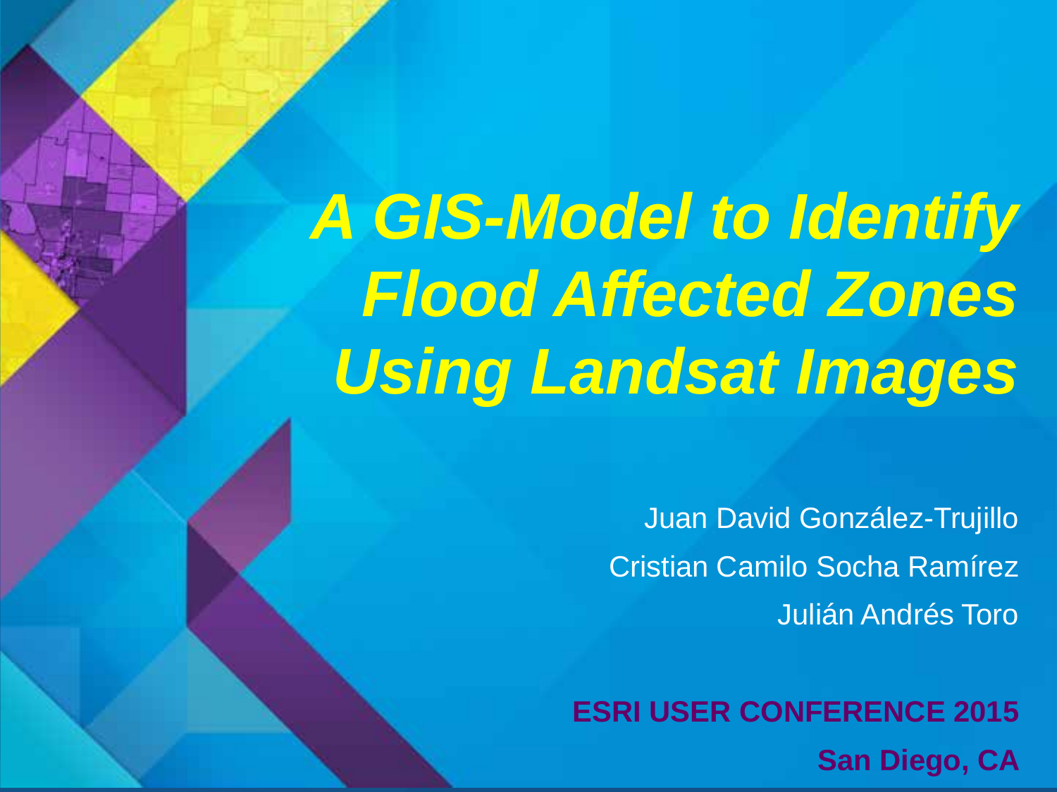# *A GIS-Model to Identify Flood Affected Zones Using Landsat Images*

Juan David González-Trujillo

Cristian Camilo Socha Ramírez

Julián Andrés Toro

**ESRI USER CONFERENCE 2015**

**San Diego, CA**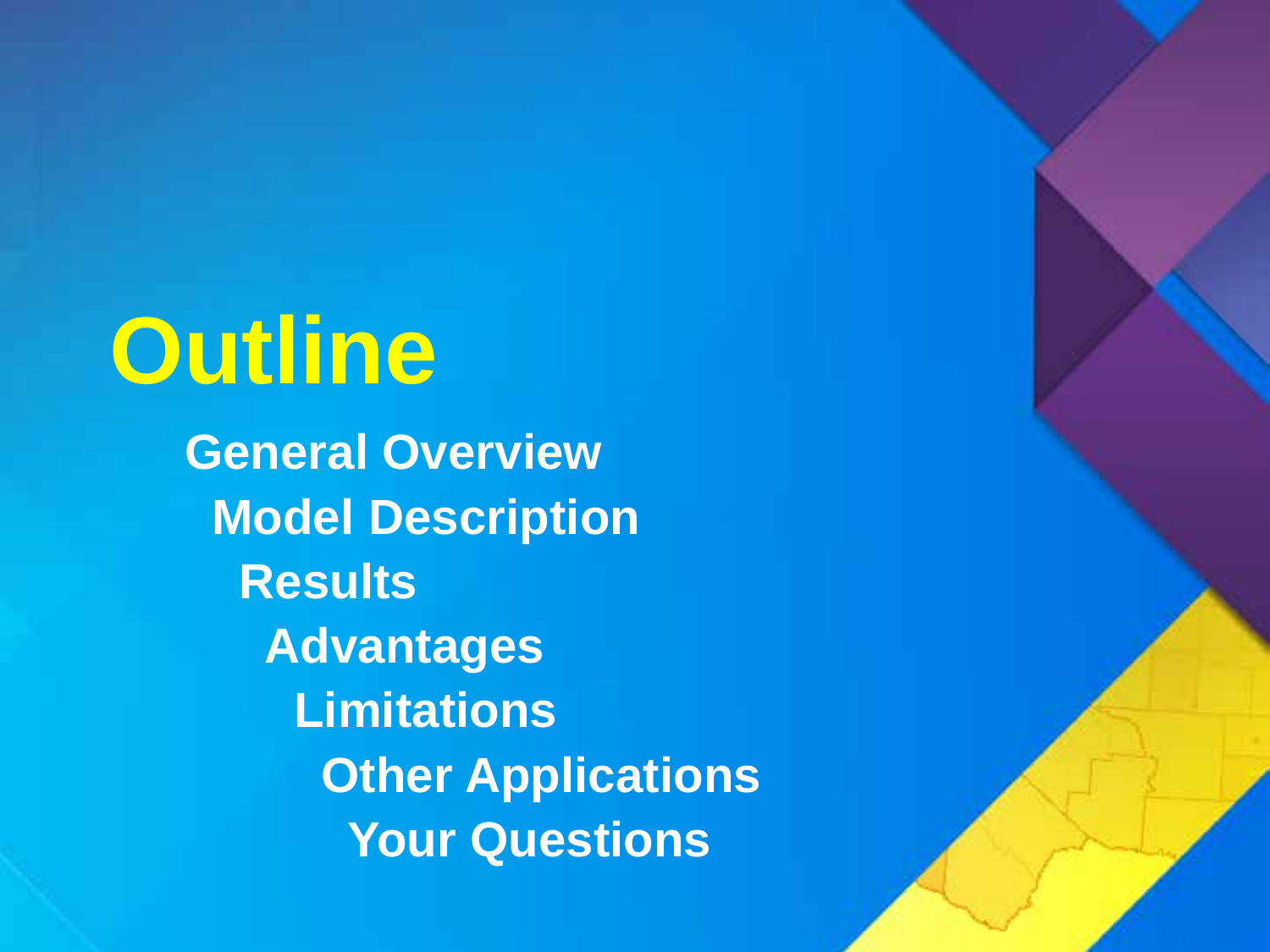# Outline

- General Overview
- Model Description
- Results
- Advantages
- Limitations
- Other Applications
- Your Questions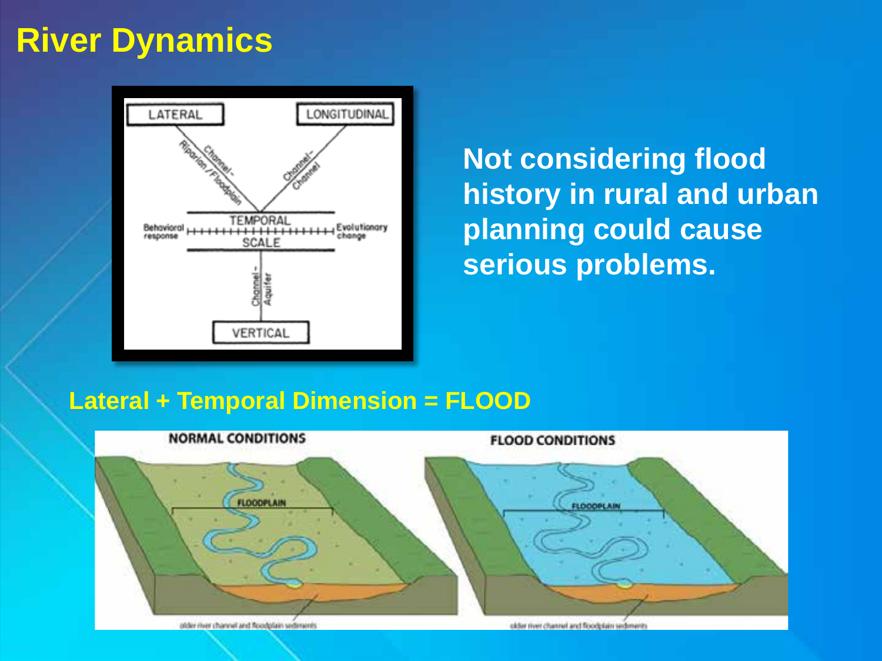# River Dynamics

Not considering flood history in rural and urban planning could cause serious problems.

**Lateral + Temporal Dimension = FLOOD**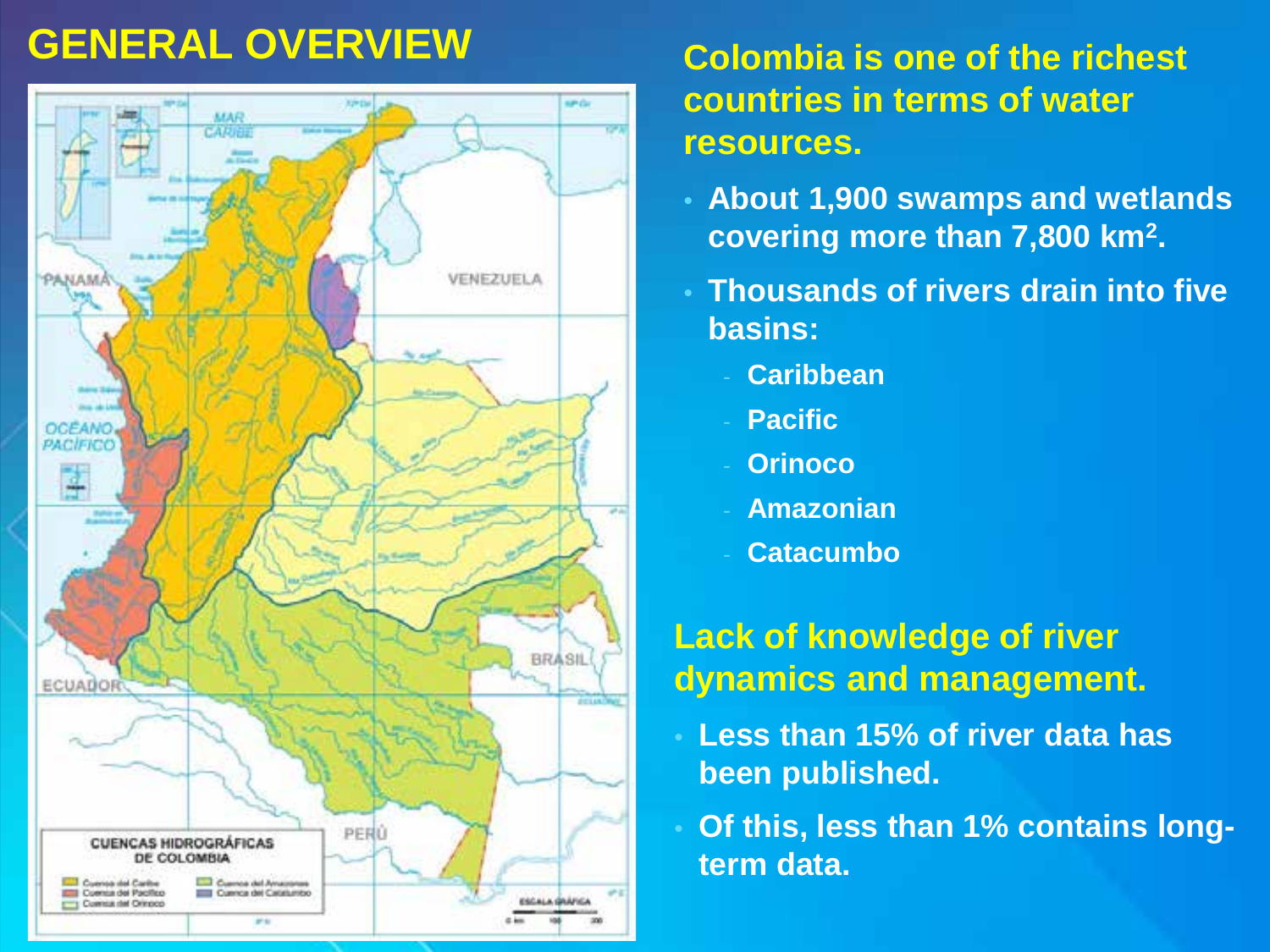# GENERAL OVERVIEW

**Colombia is one of the richest countries in terms of water resources.**

- **About 1,900 swamps and wetlands covering more than 7,800 km$^2$.**
- **Thousands of rivers drain into five basins:**
  - **Caribbean**
  - **Pacific**
  - **Orinoco**
  - **Amazonian**
  - **Catacumbo**

**Lack of knowledge of river dynamics and management.**

- **Less than 15% of river data has been published.**
- **Of this, less than 1% contains long-term data.**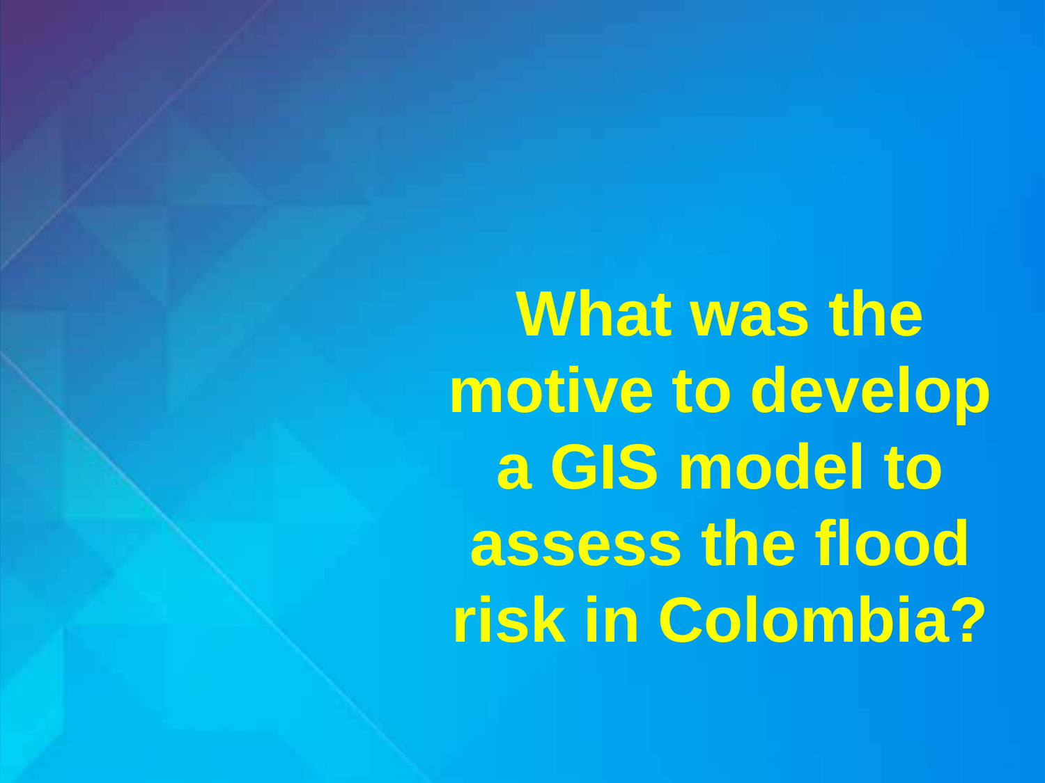# What was the motive to develop a GIS model to assess the flood risk in Colombia?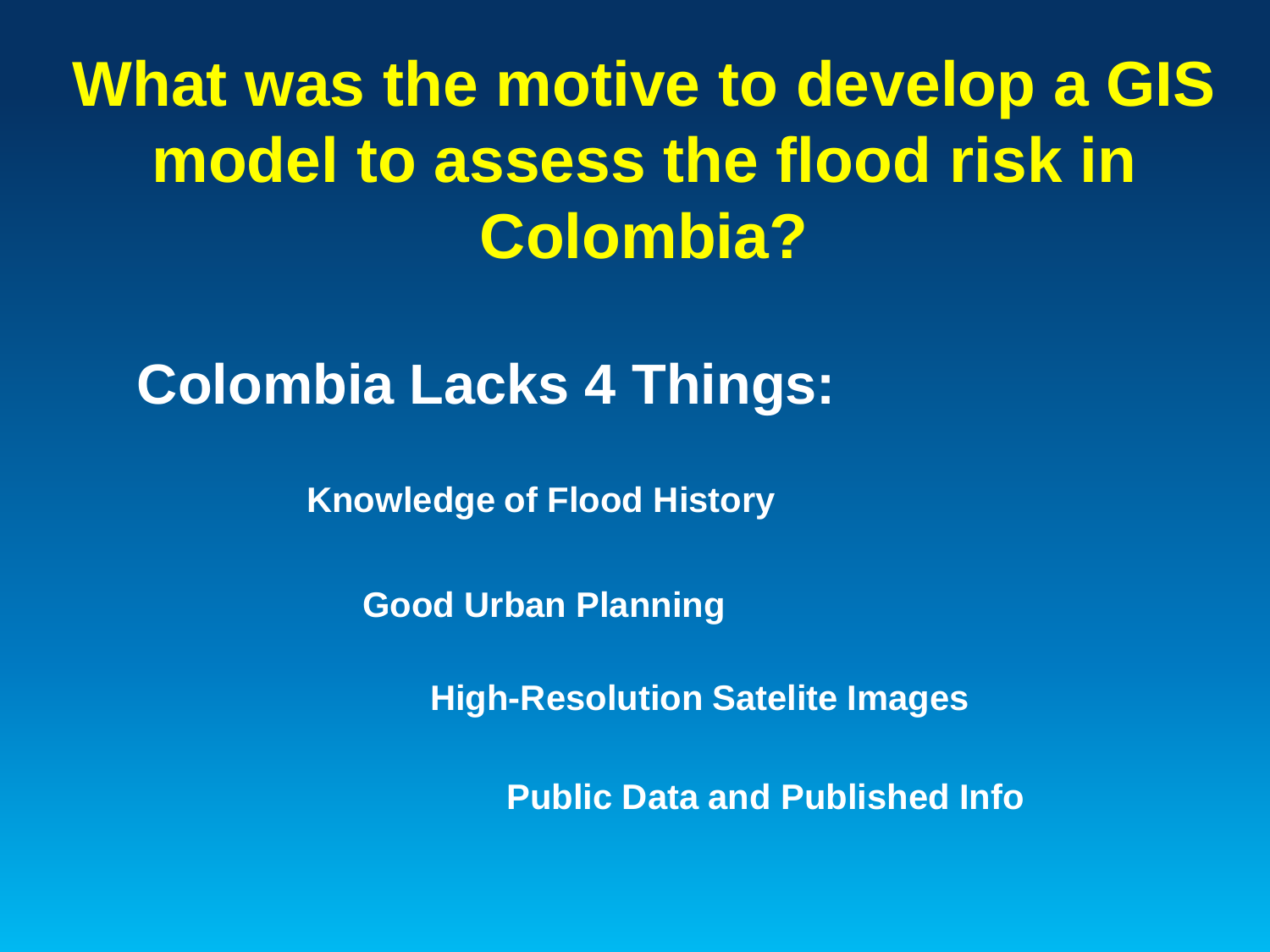# What was the motive to develop a GIS model to assess the flood risk in Colombia?

## Colombia Lacks 4 Things:

**Knowledge of Flood History**

**Good Urban Planning**

**High-Resolution Satelite Images**

**Public Data and Published Info**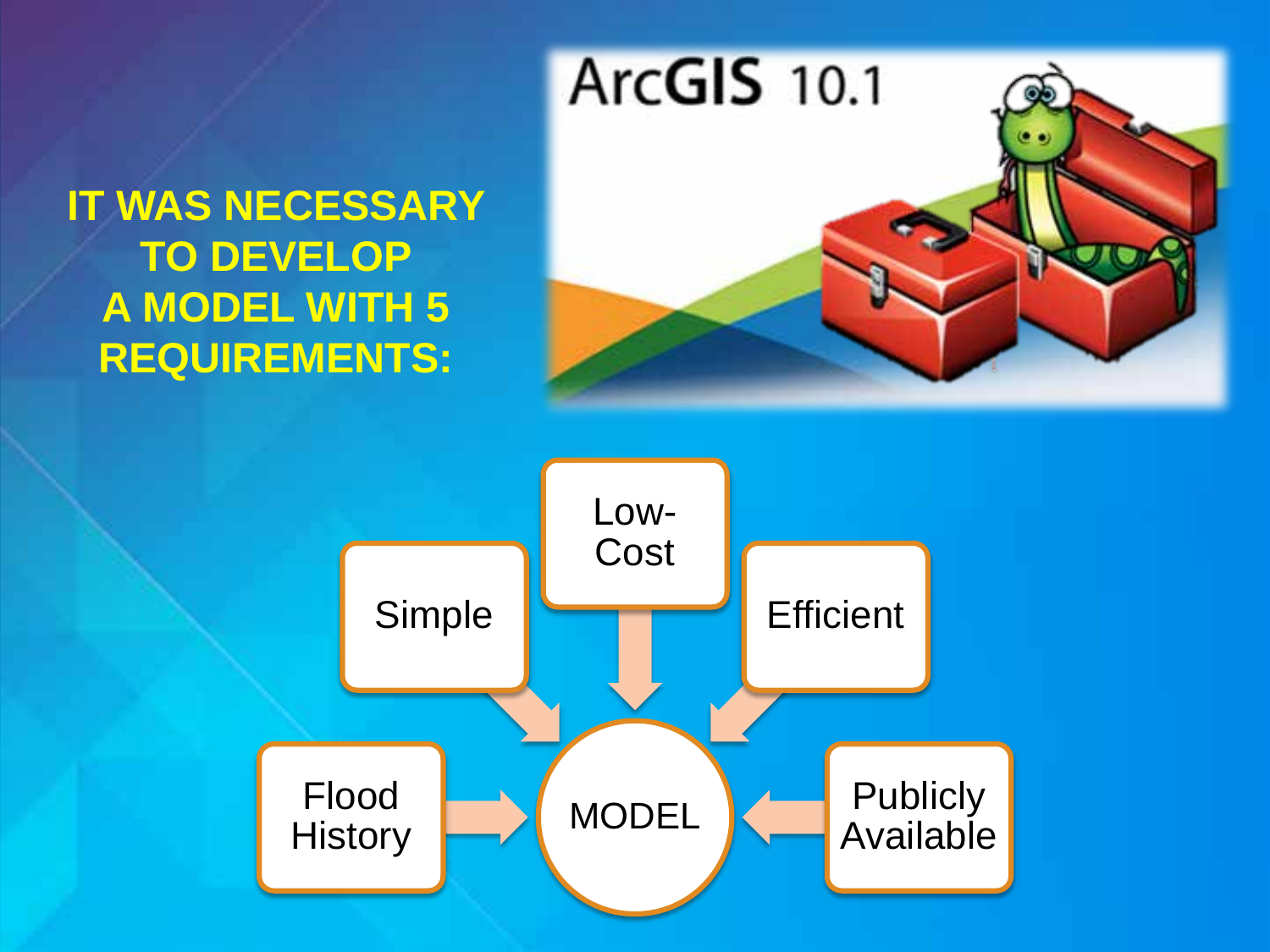# IT WAS NECESSARY TO DEVELOP A MODEL WITH 5 REQUIREMENTS:

ArcGIS 10.1

- Simple
- Low-Cost
- Efficient
- Flood History
- Publicly Available

MODEL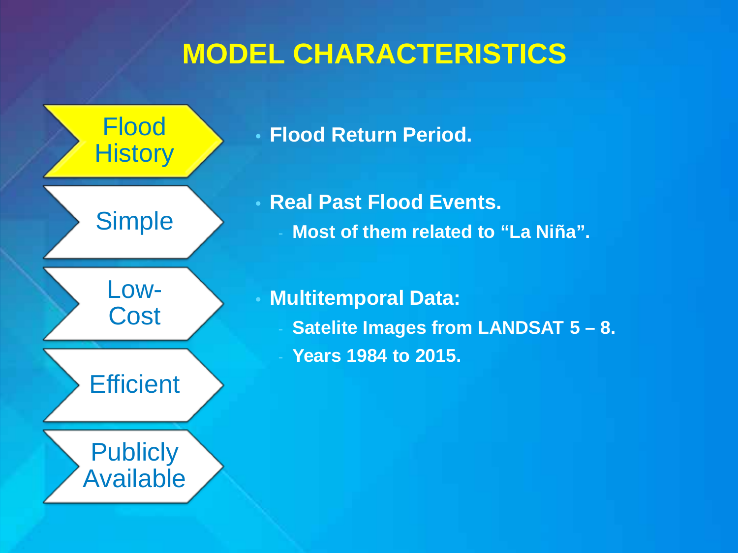# MODEL CHARACTERISTICS

- Flood History
- Simple
- Low-Cost
- Efficient
- Publicly Available

- **Flood Return Period.**
- **Real Past Flood Events.**
  - **Most of them related to “La Niña”.**
- **Multitemporal Data:**
  - **Satelite Images from LANDSAT 5 – 8.**
  - **Years 1984 to 2015.**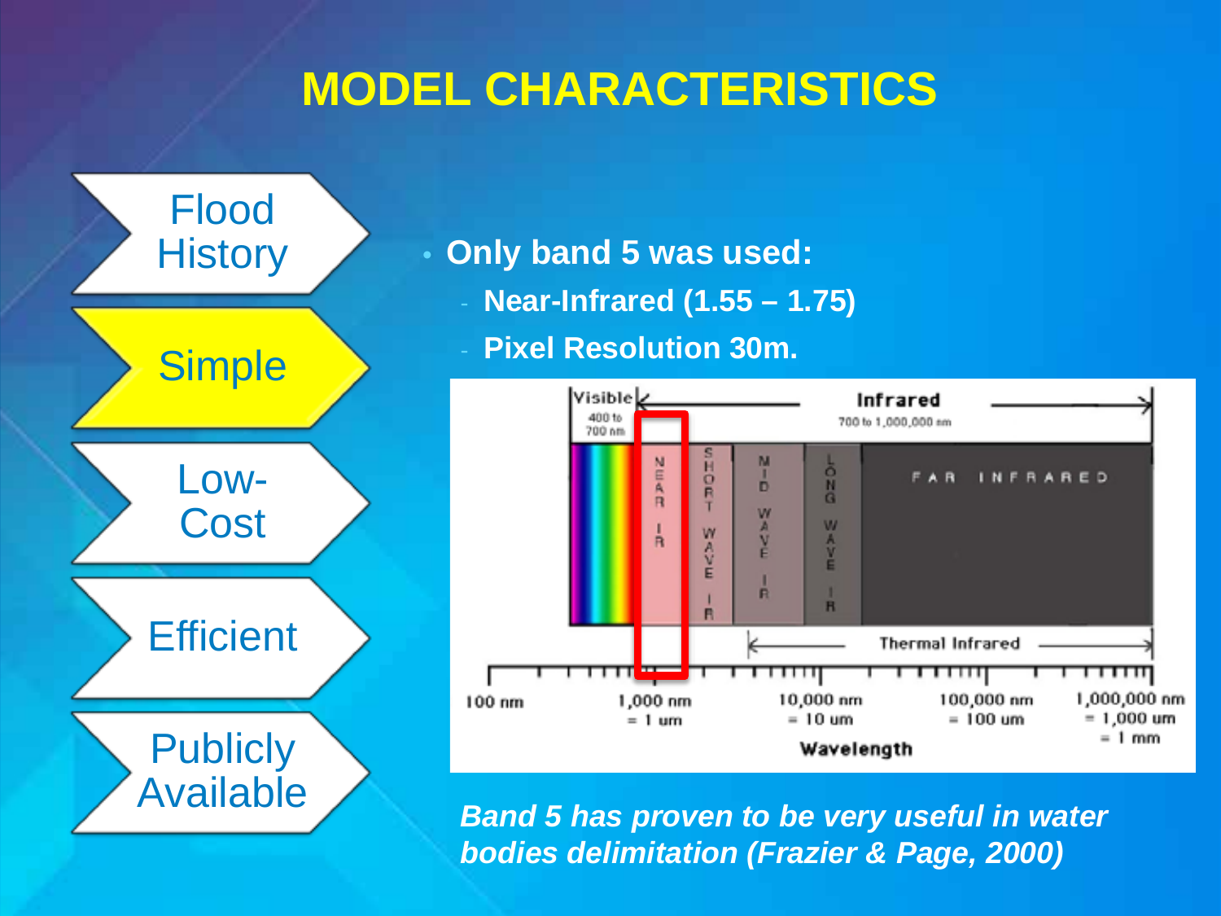# MODEL CHARACTERISTICS

- Flood History
- Simple
- Low-Cost
- Efficient
- Publicly Available

- **Only band 5 was used:**
  - **Near-Infrared (1.55 – 1.75)**
  - **Pixel Resolution 30m.**

***Band 5 has proven to be very useful in water bodies delimitation (Frazier & Page, 2000)***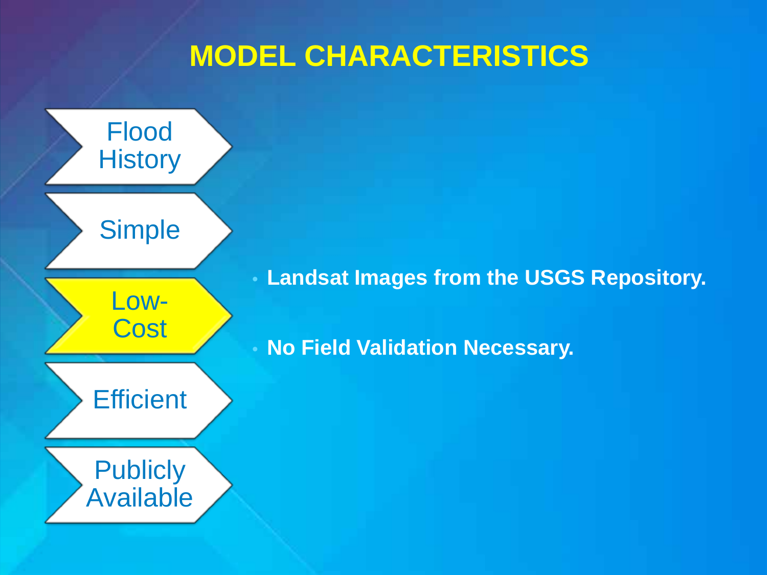# MODEL CHARACTERISTICS

- Flood History
- Simple
- **Low-Cost**
- Efficient
- Publicly Available

- **Landsat Images from the USGS Repository.**
- **No Field Validation Necessary.**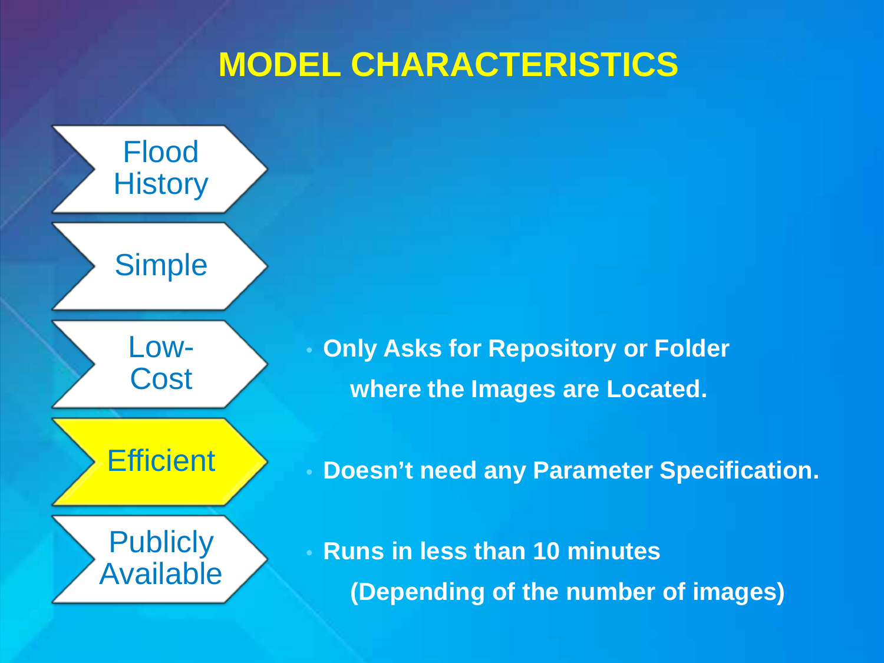# MODEL CHARACTERISTICS

- Flood History
- Simple
- Low-Cost
- **Efficient**
- Publicly Available

- **Only Asks for Repository or Folder where the Images are Located.**
- **Doesn't need any Parameter Specification.**
- **Runs in less than 10 minutes (Depending of the number of images)**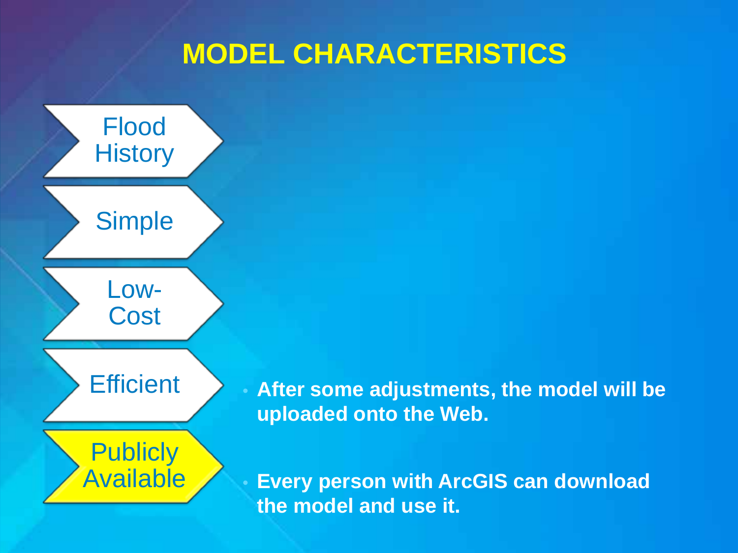# MODEL CHARACTERISTICS

- Flood History
- Simple
- Low-Cost
- Efficient
- **Publicly Available**

- **After some adjustments, the model will be uploaded onto the Web.**
- **Every person with ArcGIS can download the model and use it.**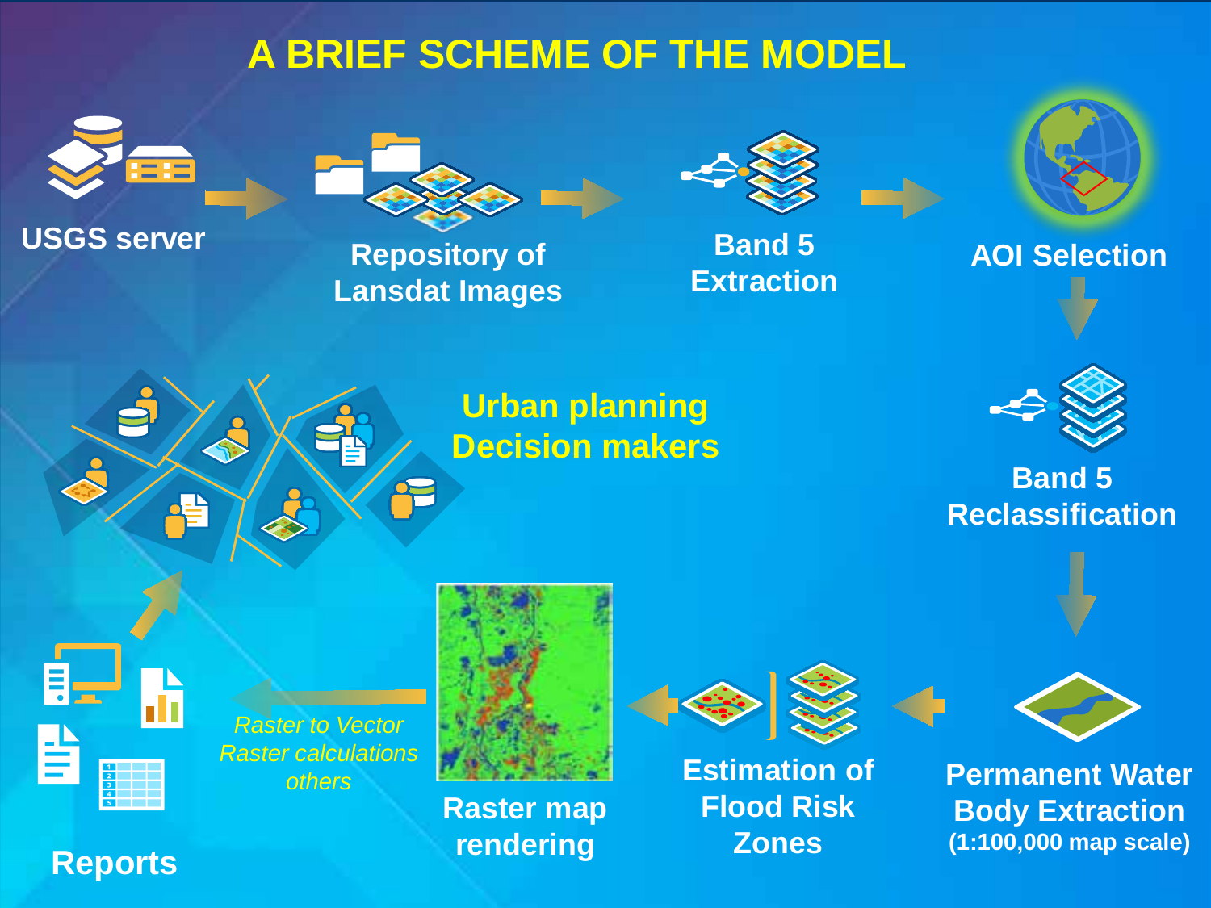# A BRIEF SCHEME OF THE MODEL

USGS server

Repository of Lansdat Images

Band 5 Extraction

AOI Selection

Band 5 Reclassification

Permanent Water Body Extraction
(1:100,000 map scale)

Estimation of Flood Risk Zones

Raster map rendering

*Raster to Vector*
*Raster calculations*
*others*

Reports

Urban planning
Decision makers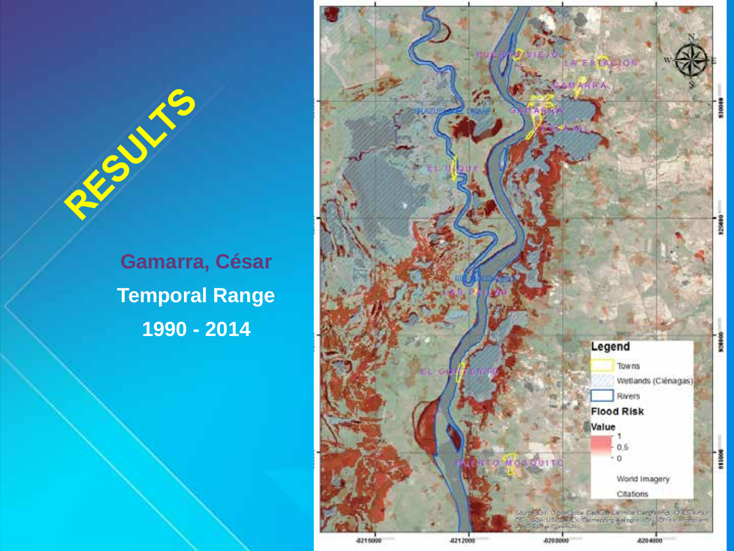# RESULTS

**Gamarra, César**

**Temporal Range**

**1990 - 2014**

Legend

- Towns
- Wetlands (Ciénagas)
- Rivers

**Flood Risk**

**Value**

- 1
- 0.5
- 0

World Imagery

Citations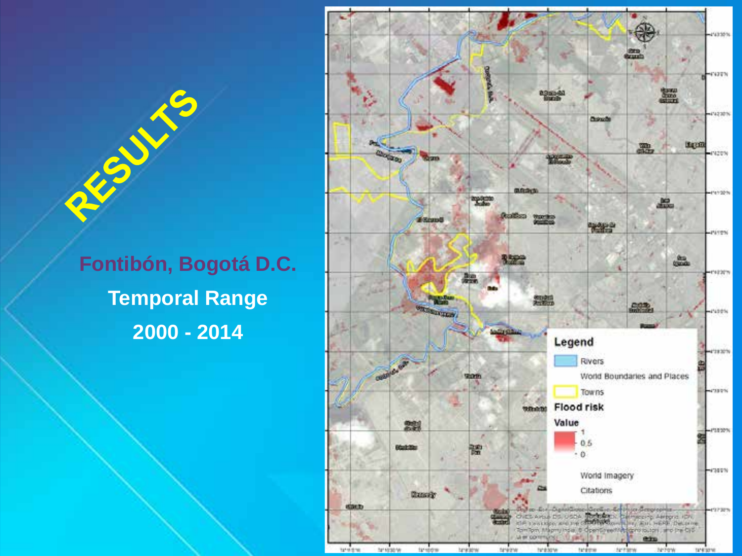# RESULTS

**Fontibón, Bogotá D.C.**

**Temporal Range**

**2000 - 2014**

Legend

Rivers

World Boundaries and Places

Towns

Flood risk

Value

1

0.5

0

World Imagery

Citations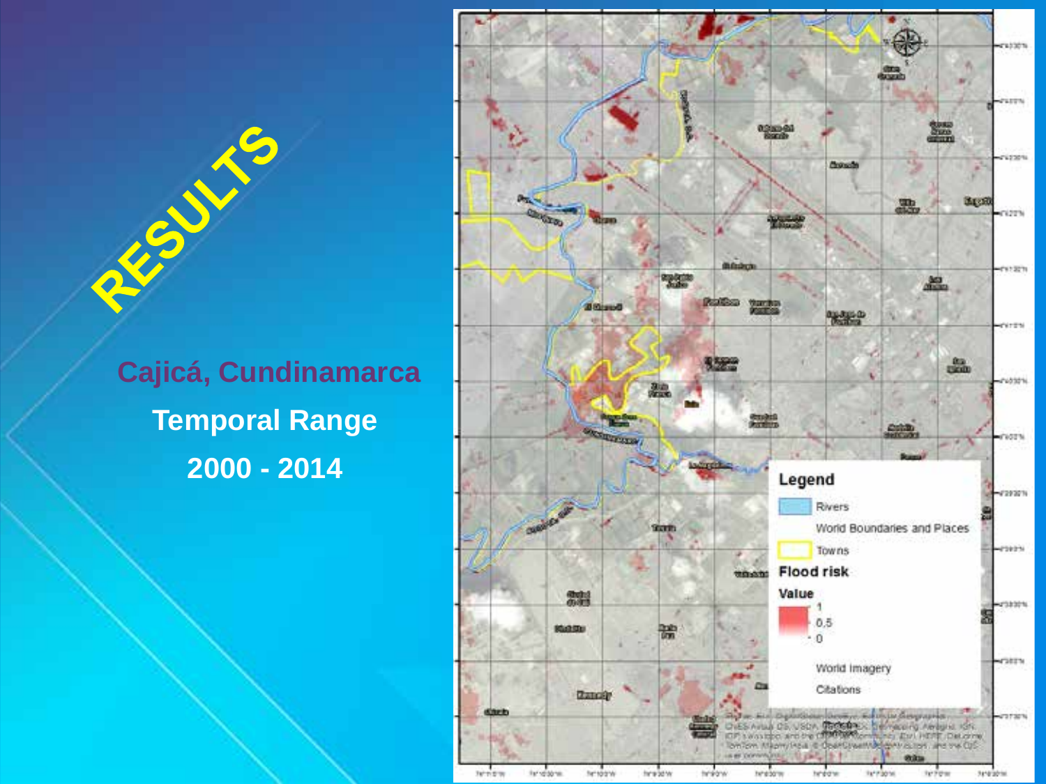# RESULTS

**Cajicá, Cundinamarca**

**Temporal Range**

**2000 - 2014**

Legend

Rivers

World Boundaries and Places

Towns

Flood risk

Value

1

0,5

0

World Imagery

Citations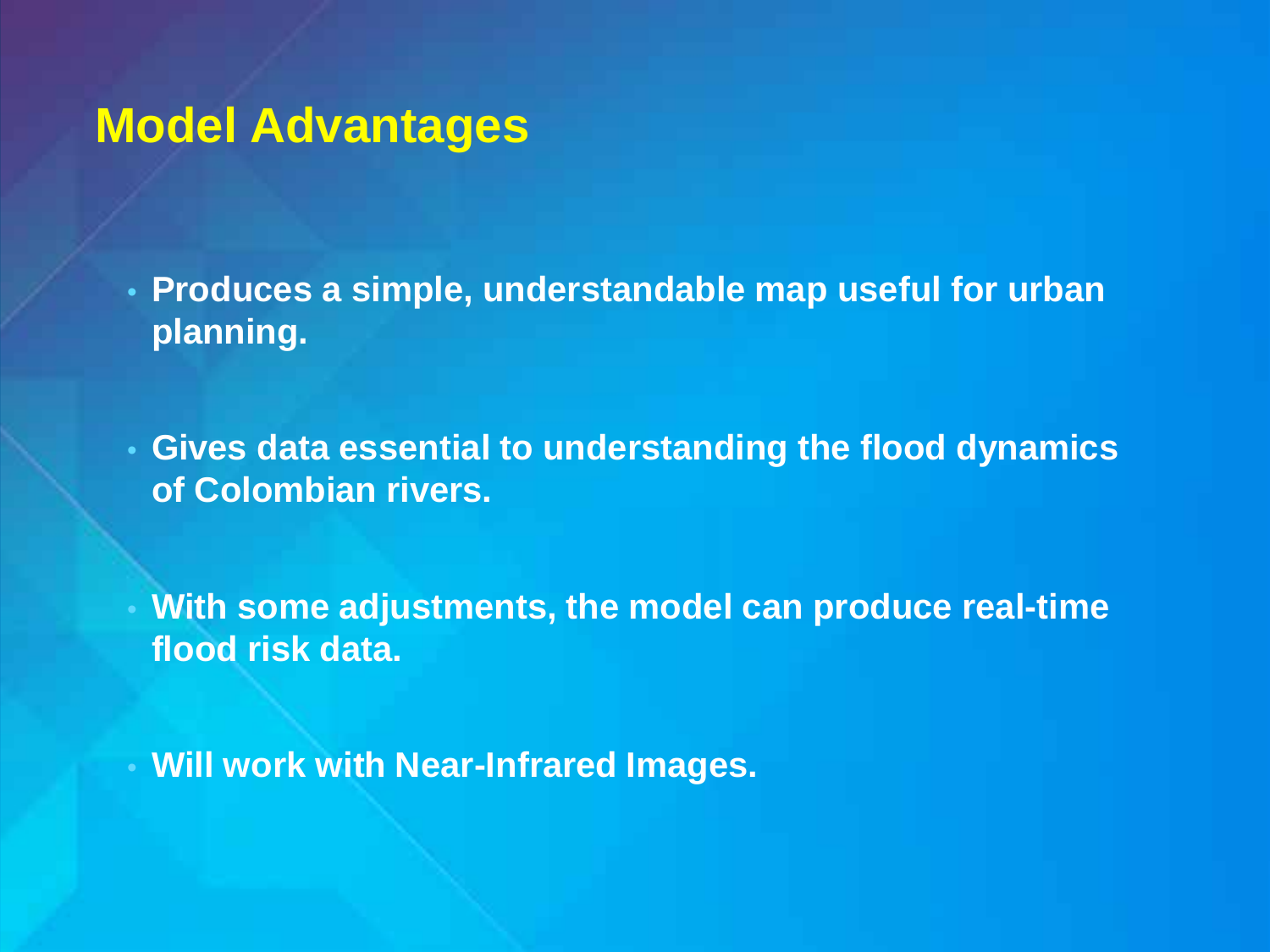# Model Advantages

- **Produces a simple, understandable map useful for urban planning.**
- **Gives data essential to understanding the flood dynamics of Colombian rivers.**
- **With some adjustments, the model can produce real-time flood risk data.**
- **Will work with Near-Infrared Images.**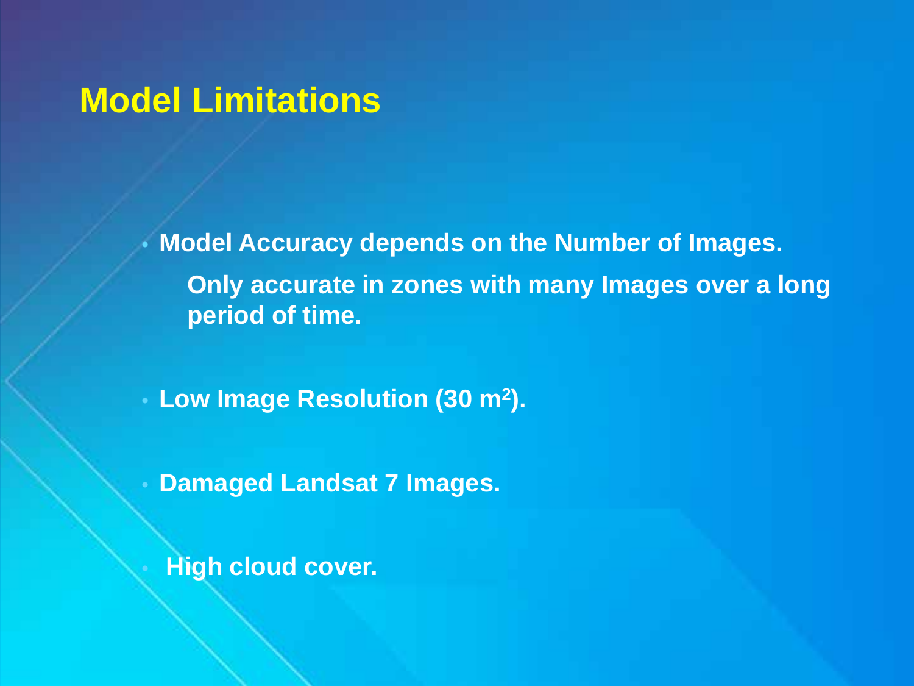# Model Limitations

- **Model Accuracy depends on the Number of Images.**

  **Only accurate in zones with many Images over a long period of time.**

- **Low Image Resolution (30 $m^2$).**

- **Damaged Landsat 7 Images.**

- **High cloud cover.**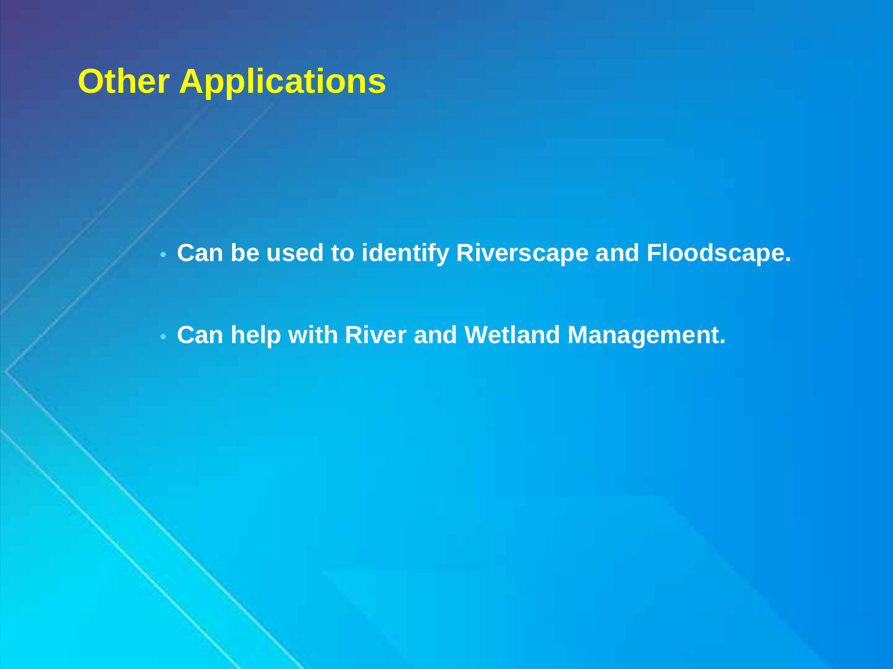# Other Applications

- **Can be used to identify Riverscape and Floodscape.**
- **Can help with River and Wetland Management.**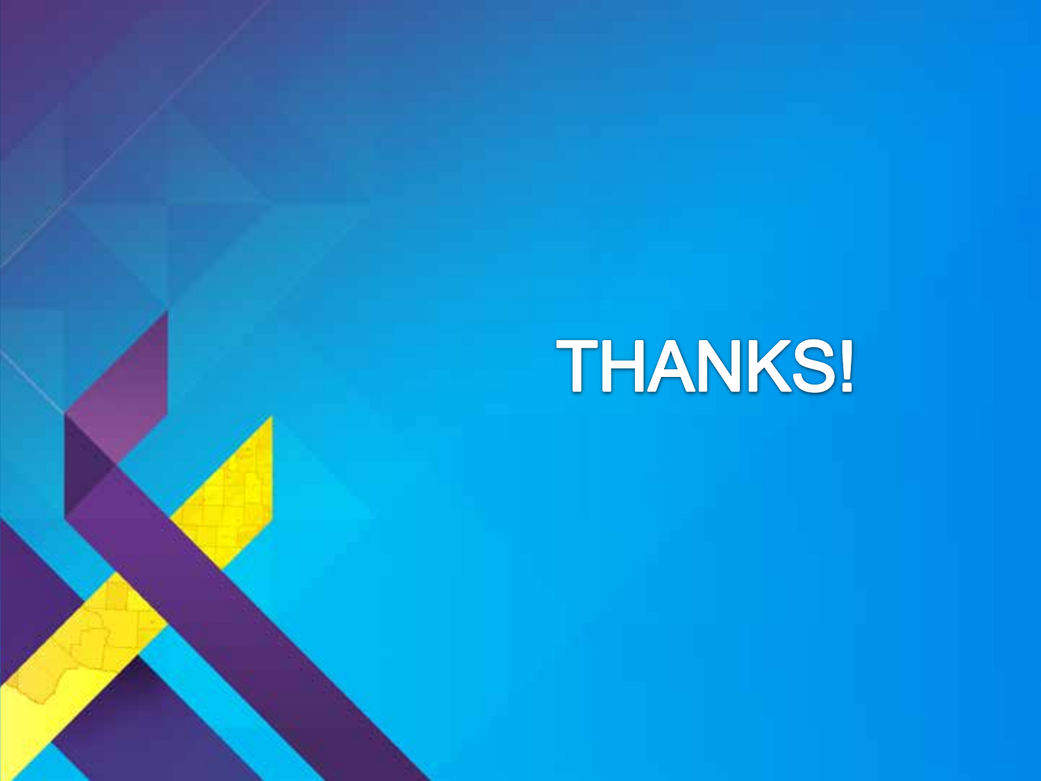# THANKS!